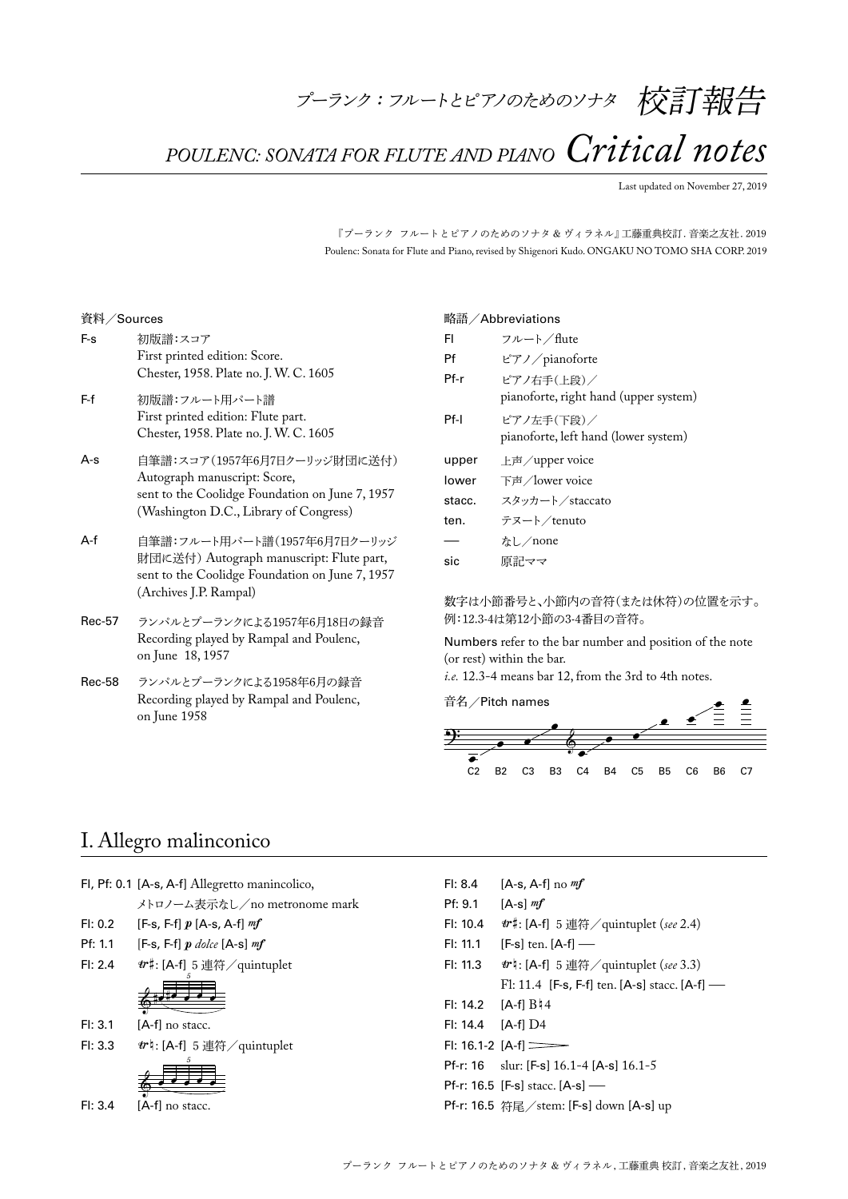# プーランク：フルートとピアノのためのソナタ　校訂報告

# POULENC: SONATA FOR FLUTE AND PIANO *Critical notes*

Last updated on November 27, 2019

『プーランク フルートとピアノのためのソナタ & ヴィラネル』工藤重典校訂. 音楽之友社. 2019
Poulenc: Sonata for Flute and Piano, revised by Shigenori Kudo. ONGAKU NO TOMO SHA CORP. 2019

## 資料／Sources

| | |
|---|---|
| F-s | 初版譜：スコア<br>First printed edition: Score.<br>Chester, 1958. Plate no. J. W. C. 1605 |
| F-f | 初版譜：フルート用パート譜<br>First printed edition: Flute part.<br>Chester, 1958. Plate no. J. W. C. 1605 |
| A-s | 自筆譜：スコア（1957年6月7日クーリッジ財団に送付）<br>Autograph manuscript: Score,<br>sent to the Coolidge Foundation on June 7, 1957<br>(Washington D.C., Library of Congress) |
| A-f | 自筆譜：フルート用パート譜（1957年6月7日クーリッジ財団に送付） Autograph manuscript: Flute part,<br>sent to the Coolidge Foundation on June 7, 1957<br>(Archives J.P. Rampal) |
| Rec-57 | ランパルとプーランクによる1957年6月18日の録音<br>Recording played by Rampal and Poulenc,<br>on June 18, 1957 |
| Rec-58 | ランパルとプーランクによる1958年6月の録音<br>Recording played by Rampal and Poulenc,<br>on June 1958 |

## 略語／Abbreviations

| | |
|---|---|
| Fl | フルート／flute |
| Pf | ピアノ／pianoforte |
| Pf-r | ピアノ右手（上段）／<br>pianoforte, right hand (upper system) |
| Pf-l | ピアノ左手（下段）／<br>pianoforte, left hand (lower system) |
| upper | 上声／upper voice |
| lower | 下声／lower voice |
| stacc. | スタッカート／staccato |
| ten. | テヌート／tenuto |
| — | なし／none |
| sic | 原記ママ |

数字は小節番号と、小節内の音符（または休符）の位置を示す。
例：12.3-4は第12小節の3-4番目の音符。

Numbers refer to the bar number and position of the note (or rest) within the bar.
*i.e.* 12.3-4 means bar 12, from the 3rd to 4th notes.

音名／Pitch names

C2 B2 C3 B3 C4 B4 C5 B5 C6 B6 C7

## I. Allegro malinconico

| | |
|---|---|
| Fl, Pf: 0.1 | [A-s, A-f] Allegretto manincolico,<br>メトロノーム表示なし／no metronome mark |
| Fl: 0.2 | [F-s, F-f] *p* [A-s, A-f] *mf* |
| Pf: 1.1 | [F-s, F-f] *p dolce* [A-s] *mf* |
| Fl: 2.4 | *tr*♯: [A-f] 5 連符／quintuplet |
| Fl: 3.1 | [A-f] no stacc. |
| Fl: 3.3 | *tr*♮: [A-f] 5 連符／quintuplet |
| Fl: 3.4 | [A-f] no stacc. |
| Fl: 8.4 | [A-s, A-f] no *mf* |
| Pf: 9.1 | [A-s] *mf* |
| Fl: 10.4 | *tr*♯: [A-f] 5 連符／quintuplet (*see* 2.4) |
| Fl: 11.1 | [F-s] ten. [A-f] — |
| Fl: 11.3 | *tr*♮: [A-f] 5 連符／quintuplet (*see* 3.3)<br>Fl: 11.4 [F-s, F-f] ten. [A-s] stacc. [A-f] — |
| Fl: 14.2 | [A-f] B♮4 |
| Fl: 14.4 | [A-f] D4 |
| Fl: 16.1-2 | [A-f] decrescendo |
| Pf-r: 16 | slur: [F-s] 16.1-4 [A-s] 16.1-5 |
| Pf-r: 16.5 | [F-s] stacc. [A-s] — |
| Pf-r: 16.5 | 符尾／stem: [F-s] down [A-s] up |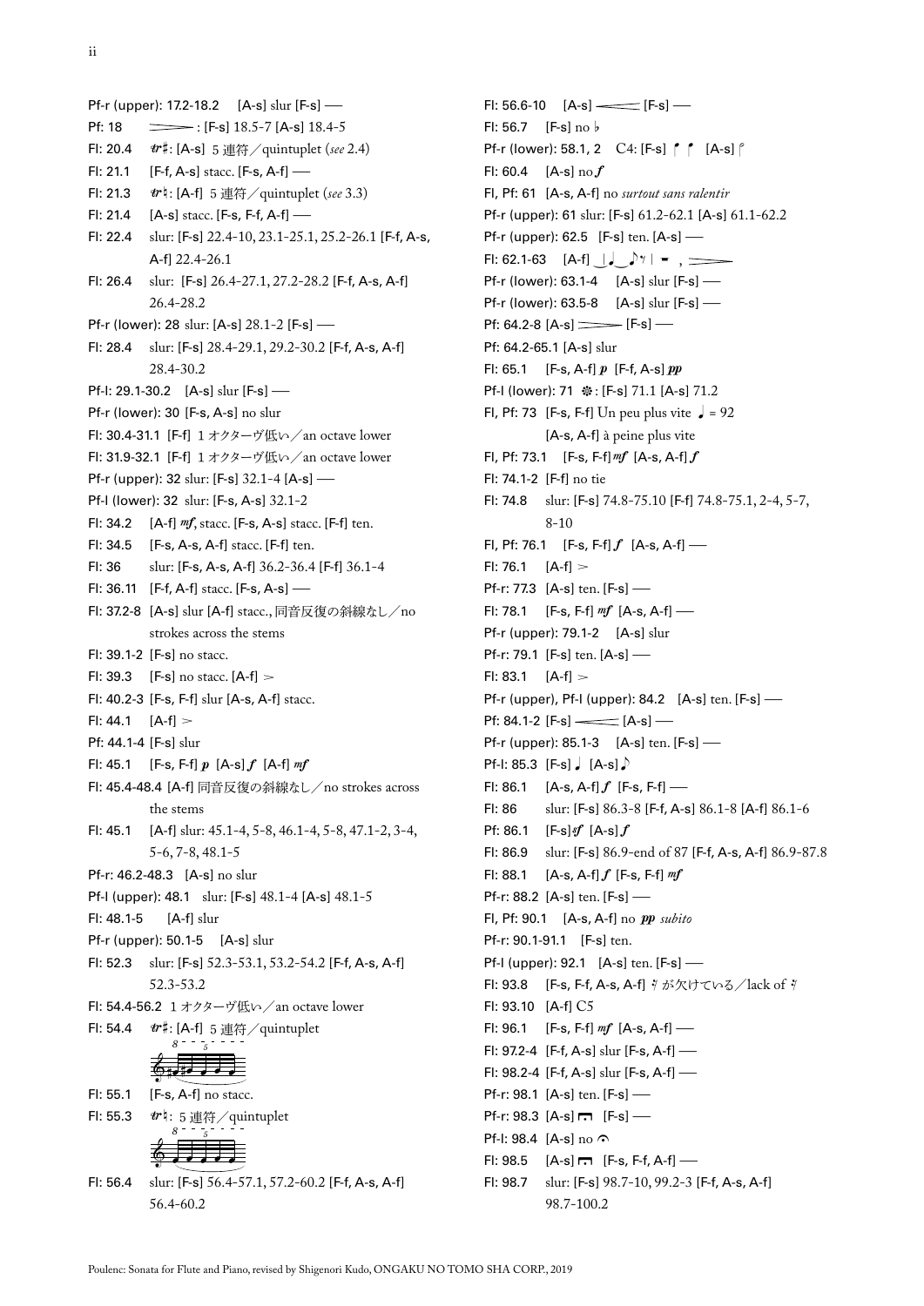Pf-r (upper): 17.2-18.2 [A-s] slur [F-s] —

Pf: 18 ⟶ : [F-s] 18.5-7 [A-s] 18.4-5

Fl: 20.4 *tr*♯: [A-s] 5 連符／quintuplet (*see* 2.4)

Fl: 21.1 [F-f, A-s] stacc. [F-s, A-f] —

Fl: 21.3 *tr*♮: [A-f] 5 連符／quintuplet (*see* 3.3)

Fl: 21.4 [A-s] stacc. [F-s, F-f, A-f] —

Fl: 22.4 slur: [F-s] 22.4-10, 23.1-25.1, 25.2-26.1 [F-f, A-s, A-f] 22.4-26.1

Fl: 26.4 slur: [F-s] 26.4-27.1, 27.2-28.2 [F-f, A-s, A-f] 26.4-28.2

Pf-r (lower): 28 slur: [A-s] 28.1-2 [F-s] —

Fl: 28.4 slur: [F-s] 28.4-29.1, 29.2-30.2 [F-f, A-s, A-f] 28.4-30.2

Pf-l: 29.1-30.2 [A-s] slur [F-s] —

Pf-r (lower): 30 [F-s, A-s] no slur

Fl: 30.4-31.1 [F-f] 1 オクターヴ低い／an octave lower

Fl: 31.9-32.1 [F-f] 1 オクターヴ低い／an octave lower

Pf-r (upper): 32 slur: [F-s] 32.1-4 [A-s] —

Pf-l (lower): 32 slur: [F-s, A-s] 32.1-2

Fl: 34.2 [A-f] *mf*, stacc. [F-s, A-s] stacc. [F-f] ten.

Fl: 34.5 [F-s, A-s, A-f] stacc. [F-f] ten.

Fl: 36 slur: [F-s, A-s, A-f] 36.2-36.4 [F-f] 36.1-4

Fl: 36.11 [F-f, A-f] stacc. [F-s, A-s] —

Fl: 37.2-8 [A-s] slur [A-f] stacc., 同音反復の斜線なし／no strokes across the stems

Fl: 39.1-2 [F-s] no stacc.

Fl: 39.3 [F-s] no stacc. [A-f] >

Fl: 40.2-3 [F-s, F-f] slur [A-s, A-f] stacc.

Fl: 44.1 [A-f] >

Pf: 44.1-4 [F-s] slur

Fl: 45.1 [F-s, F-f] *p* [A-s] *f* [A-f] *mf*

Fl: 45.4-48.4 [A-f] 同音反復の斜線なし／no strokes across the stems

Fl: 45.1 [A-f] slur: 45.1-4, 5-8, 46.1-4, 5-8, 47.1-2, 3-4, 5-6, 7-8, 48.1-5

Pf-r: 46.2-48.3 [A-s] no slur

Pf-l (upper): 48.1 slur: [F-s] 48.1-4 [A-s] 48.1-5

Fl: 48.1-5 [A-f] slur

Pf-r (upper): 50.1-5 [A-s] slur

Fl: 52.3 slur: [F-s] 52.3-53.1, 53.2-54.2 [F-f, A-s, A-f] 52.3-53.2

Fl: 54.4-56.2 1 オクターヴ低い／an octave lower

Fl: 54.4 *tr*♯: [A-f] 5 連符／quintuplet

Fl: 55.1 [F-s, A-f] no stacc.

Fl: 55.3 *tr*♮: 5 連符／quintuplet

Fl: 56.4 slur: [F-s] 56.4-57.1, 57.2-60.2 [F-f, A-s, A-f] 56.4-60.2

Fl: 56.6-10 [A-s] ⟵ [F-s] —

Fl: 56.7 [F-s] no ♭

Pf-r (lower): 58.1, 2 C4: [F-s] [A-s]

Fl: 60.4 [A-s] no *f*

Fl, Pf: 61 [A-s, A-f] no *surtout sans ralentir*

Pf-r (upper): 61 slur: [F-s] 61.2-62.1 [A-s] 61.1-62.2

Pf-r (upper): 62.5 [F-s] ten. [A-s] —

Fl: 62.1-63 [A-f]

Pf-r (lower): 63.1-4 [A-s] slur [F-s] —

Pf-r (lower): 63.5-8 [A-s] slur [F-s] —

Pf: 64.2-8 [A-s] ⟶ [F-s] —

Pf: 64.2-65.1 [A-s] slur

Fl: 65.1 [F-s, A-f] *p* [F-f, A-s] *pp*

Pf-l (lower): 71 ✽: [F-s] 71.1 [A-s] 71.2

Fl, Pf: 73 [F-s, F-f] Un peu plus vite ♩ = 92 [A-s, A-f] à peine plus vite

Fl, Pf: 73.1 [F-s, F-f] *mf* [A-s, A-f] *f*

Fl: 74.1-2 [F-f] no tie

Fl: 74.8 slur: [F-s] 74.8-75.10 [F-f] 74.8-75.1, 2-4, 5-7, 8-10

Fl, Pf: 76.1 [F-s, F-f] *f* [A-s, A-f] —

Fl: 76.1 [A-f] >

Pf-r: 77.3 [A-s] ten. [F-s] —

Fl: 78.1 [F-s, F-f] *mf* [A-s, A-f] —

Pf-r (upper): 79.1-2 [A-s] slur

Pf-r: 79.1 [F-s] ten. [A-s] —

Fl: 83.1 [A-f] >

Pf-r (upper), Pf-l (upper): 84.2 [A-s] ten. [F-s] —

Pf: 84.1-2 [F-s] ⟵ [A-s] —

Pf-r (upper): 85.1-3 [A-s] ten. [F-s] —

Pf-l: 85.3 [F-s] ♩ [A-s] ♪

Fl: 86.1 [A-s, A-f] *f* [F-s, F-f] —

Fl: 86 slur: [F-s] 86.3-8 [F-f, A-s] 86.1-8 [A-f] 86.1-6

Pf: 86.1 [F-s] *ff* [A-s] *f*

Fl: 86.9 slur: [F-s] 86.9-end of 87 [F-f, A-s, A-f] 86.9-87.8

Fl: 88.1 [A-s, A-f] *f* [F-s, F-f] *mf*

Pf-r: 88.2 [A-s] ten. [F-s] —

Fl, Pf: 90.1 [A-s, A-f] no *pp subito*

Pf-r: 90.1-91.1 [F-s] ten.

Pf-l (upper): 92.1 [A-s] ten. [F-s] —

Fl: 93.8 [F-s, F-f, A-s, A-f] 𝄾 が欠けている／lack of 𝄾

Fl: 93.10 [A-f] C5

Fl: 96.1 [F-s, F-f] *mf* [A-s, A-f] —

Fl: 97.2-4 [F-f, A-s] slur [F-s, A-f] —

Fl: 98.2-4 [F-f, A-s] slur [F-s, A-f] —

Pf-r: 98.1 [A-s] ten. [F-s] —

Pf-r: 98.3 [A-s] ⊓ [F-s] —

Pf-l: 98.4 [A-s] no 𝄐

Fl: 98.5 [A-s] ⊓ [F-s, F-f, A-f] —

Fl: 98.7 slur: [F-s] 98.7-10, 99.2-3 [F-f, A-s, A-f] 98.7-100.2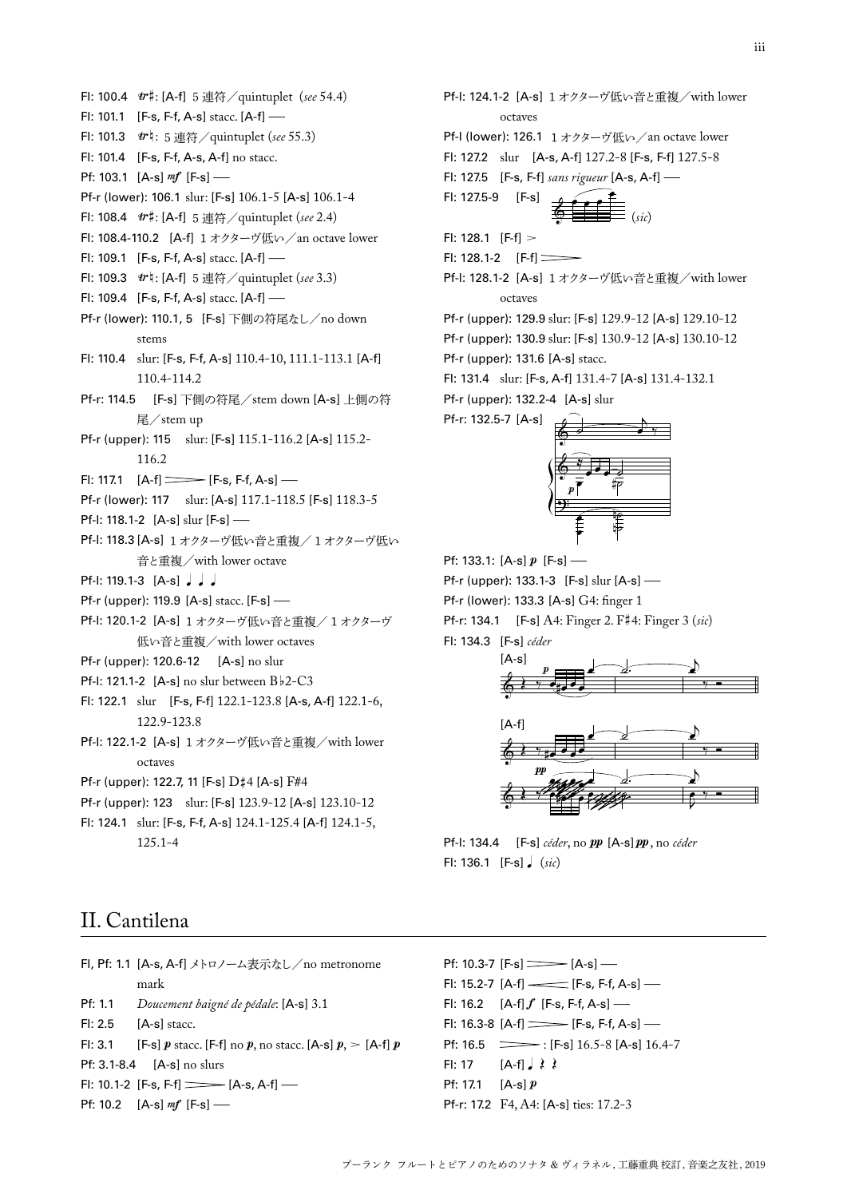Fl: 100.4 𝆖♯: [A-f] 5 連符／quintuplet (*see* 54.4)

Fl: 101.1 [F-s, F-f, A-s] stacc. [A-f] —

Fl: 101.3 𝆖♮: 5 連符／quintuplet (*see* 55.3)

Fl: 101.4 [F-s, F-f, A-s, A-f] no stacc.

Pf: 103.1 [A-s] *mf* [F-s] —

Pf-r (lower): 106.1 slur: [F-s] 106.1-5 [A-s] 106.1-4

Fl: 108.4 𝆖♯: [A-f] 5 連符／quintuplet (*see* 2.4)

Fl: 108.4-110.2 [A-f] 1 オクターヴ低い／an octave lower

Fl: 109.1 [F-s, F-f, A-s] stacc. [A-f] —

Fl: 109.3 𝆖♮: [A-f] 5 連符／quintuplet (*see* 3.3)

Fl: 109.4 [F-s, F-f, A-s] stacc. [A-f] —

Pf-r (lower): 110.1, 5 [F-s] 下側の符尾なし／no down stems

Fl: 110.4 slur: [F-s, F-f, A-s] 110.4-10, 111.1-113.1 [A-f] 110.4-114.2

Pf-r: 114.5 [F-s] 下側の符尾／stem down [A-s] 上側の符尾／stem up

Pf-r (upper): 115 slur: [F-s] 115.1-116.2 [A-s] 115.2-116.2

Fl: 117.1 [A-f] ⟩ [F-s, F-f, A-s] —

Pf-r (lower): 117 slur: [A-s] 117.1-118.5 [F-s] 118.3-5

Pf-l: 118.1-2 [A-s] slur [F-s] —

Pf-l: 118.3 [A-s] 1 オクターヴ低い音と重複／1 オクターヴ低い音と重複／with lower octave

Pf-l: 119.1-3 [A-s] ♩ ♩ ♩

Pf-r (upper): 119.9 [A-s] stacc. [F-s] —

Pf-l: 120.1-2 [A-s] 1 オクターヴ低い音と重複／1 オクターヴ低い音と重複／with lower octaves

Pf-r (upper): 120.6-12 [A-s] no slur

Pf-l: 121.1-2 [A-s] no slur between B♭2-C3

Fl: 122.1 slur [F-s, F-f] 122.1-123.8 [A-s, A-f] 122.1-6, 122.9-123.8

Pf-l: 122.1-2 [A-s] 1 オクターヴ低い音と重複／with lower octaves

Pf-r (upper): 122.7, 11 [F-s] D♯4 [A-s] F♯4

Pf-r (upper): 123 slur: [F-s] 123.9-12 [A-s] 123.10-12

Fl: 124.1 slur: [F-s, F-f, A-s] 124.1-125.4 [A-f] 124.1-5, 125.1-4

Pf-l: 124.1-2 [A-s] 1 オクターヴ低い音と重複／with lower octaves

Pf-l (lower): 126.1 1 オクターヴ低い／an octave lower

Fl: 127.2 slur [A-s, A-f] 127.2-8 [F-s, F-f] 127.5-8

Fl: 127.5 [F-s, F-f] *sans rigueur* [A-s, A-f] —

Fl: 127.5-9 [F-s] (*sic*)

Fl: 128.1 [F-f] >

Fl: 128.1-2 [F-f] ⟩

Pf-l: 128.1-2 [A-s] 1 オクターヴ低い音と重複／with lower octaves

Pf-r (upper): 129.9 slur: [F-s] 129.9-12 [A-s] 129.10-12

Pf-r (upper): 130.9 slur: [F-s] 130.9-12 [A-s] 130.10-12

Pf-r (upper): 131.6 [A-s] stacc.

Fl: 131.4 slur: [F-s, A-f] 131.4-7 [A-s] 131.4-132.1

Pf-r (upper): 132.2-4 [A-s] slur

Pf-r: 132.5-7 [A-s]

Pf: 133.1: [A-s] ***p*** [F-s] —

Pf-r (upper): 133.1-3 [F-s] slur [A-s] —

Pf-r (lower): 133.3 [A-s] G4: finger 1

Pf-r: 134.1 [F-s] A4: Finger 2. F♯4: Finger 3 (*sic*)

Fl: 134.3 [F-s] *céder*

[A-s]

[A-f]

Pf-l: 134.4 [F-s] *céder*, no ***pp*** [A-s] ***pp***, no *céder*

Fl: 136.1 [F-s] ♩ (*sic*)

# II. Cantilena

Fl, Pf: 1.1 [A-s, A-f] メトロノーム表示なし／no metronome mark

Pf: 1.1 *Doucement baigné de pédale*: [A-s] 3.1

Fl: 2.5 [A-s] stacc.

Fl: 3.1 [F-s] ***p*** stacc. [F-f] no ***p***, no stacc. [A-s] ***p***, > [A-f] ***p***

Pf: 3.1-8.4 [A-s] no slurs

Fl: 10.1-2 [F-s, F-f] ⟩ [A-s, A-f] —

Pf: 10.2 [A-s] *mf* [F-s] —

Pf: 10.3-7 [F-s] ⟩ [A-s] —

Fl: 15.2-7 [A-f] ⟨ [F-s, F-f, A-s] —

Fl: 16.2 [A-f] ***f*** [F-s, F-f, A-s] —

Fl: 16.3-8 [A-f] ⟩ [F-s, F-f, A-s] —

Pf: 16.5 ⟩ : [F-s] 16.5-8 [A-s] 16.4-7

Fl: 17 [A-f] ♩ 𝄽 𝄽

Pf: 17.1 [A-s] ***p***

Pf-r: 17.2 F4, A4: [A-s] ties: 17.2-3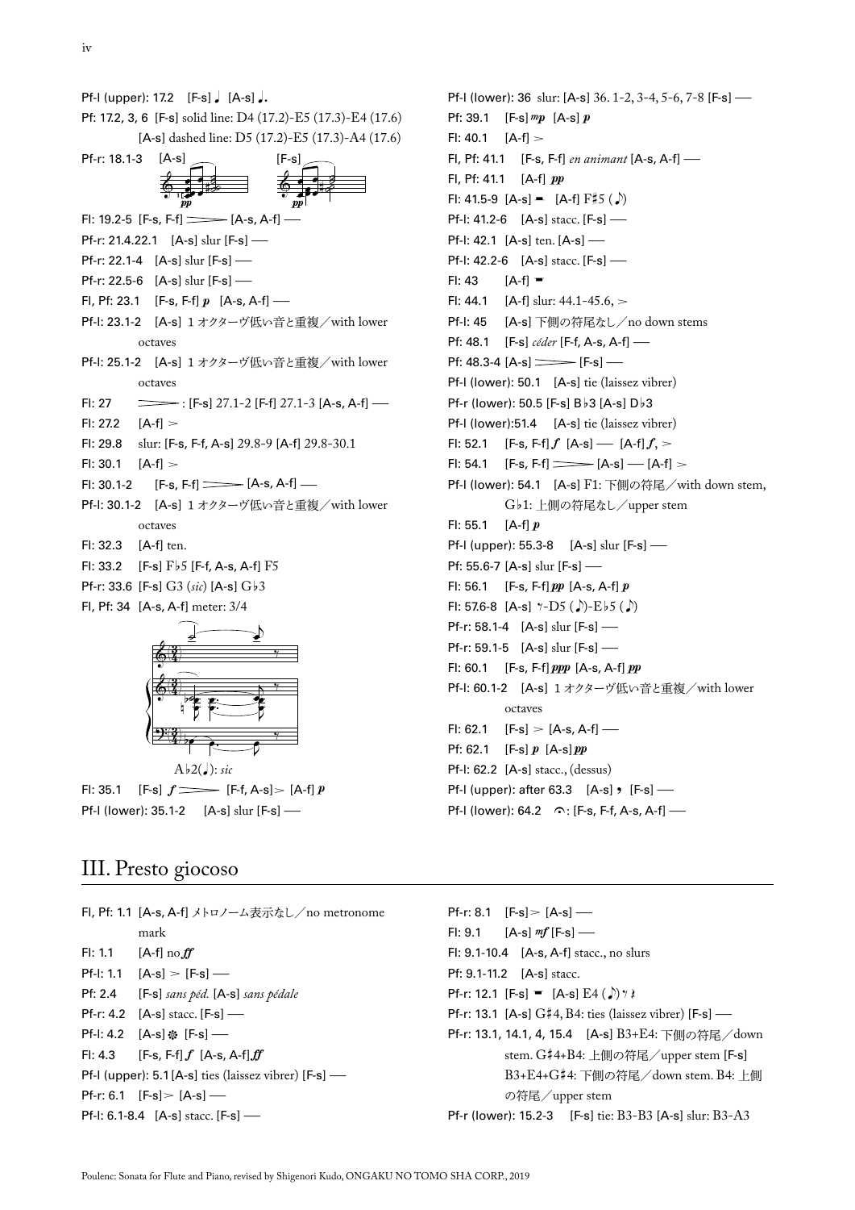Pf-l (upper): 17.2　[F-s] ♩ [A-s] ♩.

Pf: 17.2, 3, 6　[F-s] solid line: D4 (17.2)-E5 (17.3)-E4 (17.6)
[A-s] dashed line: D5 (17.2)-E5 (17.3)-A4 (17.6)

Pf-r: 18.1-3　[A-s]　[F-s]

Fl: 19.2-5　[F-s, F-f] ═══ [A-s, A-f] ──

Pf-r: 21.4.22.1　[A-s] slur [F-s] ──

Pf-r: 22.1-4　[A-s] slur [F-s] ──

Pf-r: 22.5-6　[A-s] slur [F-s] ──

Fl, Pf: 23.1　[F-s, F-f] *p*　[A-s, A-f] ──

Pf-l: 23.1-2　[A-s] 1オクターヴ低い音と重複／with lower octaves

Pf-l: 25.1-2　[A-s] 1オクターヴ低い音と重複／with lower octaves

Fl: 27　═══ : [F-s] 27.1-2 [F-f] 27.1-3 [A-s, A-f] ──

Fl: 27.2　[A-f] >

Fl: 29.8　slur: [F-s, F-f, A-s] 29.8-9 [A-f] 29.8-30.1

Fl: 30.1　[A-f] >

Fl: 30.1-2　[F-s, F-f] ═══ [A-s, A-f] ──

Pf-l: 30.1-2　[A-s] 1オクターヴ低い音と重複／with lower octaves

Fl: 32.3　[A-f] ten.

Fl: 33.2　[F-s] F♭5 [F-f, A-s, A-f] F5

Pf-r: 33.6　[F-s] G3 (*sic*) [A-s] G♭3

Fl, Pf: 34　[A-s, A-f] meter: 3/4

A♭2(♩): *sic*

Fl: 35.1　[F-s] *f* ═══ [F-f, A-s] > [A-f] *p*

Pf-l (lower): 35.1-2　[A-s] slur [F-s] ──

Pf-l (lower): 36　slur: [A-s] 36. 1-2, 3-4, 5-6, 7-8 [F-s] ──

Pf: 39.1　[F-s] *mp*　[A-s] *p*

Fl: 40.1　[A-f] >

Fl, Pf: 41.1　[F-s, F-f] *en animant* [A-s, A-f] ──

Fl, Pf: 41.1　[A-f] *pp*

Fl: 41.5-9　[A-s] ━　[A-f] F♯5 (♪)

Pf-l: 41.2-6　[A-s] stacc. [F-s] ──

Pf-l: 42.1　[A-s] ten. [A-s] ──

Pf-l: 42.2-6　[A-s] stacc. [F-s] ──

Fl: 43　[A-f] ━

Fl: 44.1　[A-f] slur: 44.1-45.6, >

Pf-l: 45　[A-s] 下側の符尾なし／no down stems

Pf: 48.1　[F-s] *céder* [F-f, A-s, A-f] ──

Pf: 48.3-4　[A-s] ═══ [F-s] ──

Pf-l (lower): 50.1　[A-s] tie (laissez vibrer)

Pf-r (lower): 50.5　[F-s] B♭3 [A-s] D♭3

Pf-l (lower):51.4　[A-s] tie (laissez vibrer)

Fl: 52.1　[F-s, F-f] *f*　[A-s] ── [A-f] *f*, >

Fl: 54.1　[F-s, F-f] ═══ [A-s] ── [A-f] >

Pf-l (lower): 54.1　[A-s] F1: 下側の符尾／with down stem, G♭1: 上側の符尾なし／upper stem

Fl: 55.1　[A-f] *p*

Pf-l (upper): 55.3-8　[A-s] slur [F-s] ──

Pf: 55.6-7　[A-s] slur [F-s] ──

Fl: 56.1　[F-s, F-f] *pp*　[A-s, A-f] *p*

Fl: 57.6-8　[A-s] 𝄾-D5 (♪)-E♭5 (♪)

Pf-r: 58.1-4　[A-s] slur [F-s] ──

Pf-r: 59.1-5　[A-s] slur [F-s] ──

Fl: 60.1　[F-s, F-f] *ppp*　[A-s, A-f] *pp*

Pf-l: 60.1-2　[A-s] 1オクターヴ低い音と重複／with lower octaves

Fl: 62.1　[F-s] > [A-s, A-f] ──

Pf: 62.1　[F-s] *p*　[A-s] *pp*

Pf-l: 62.2　[A-s] stacc., (dessus)

Pf-l (upper): after 63.3　[A-s] **,** [F-s] ──

Pf-l (lower): 64.2　𝄐: [F-s, F-f, A-s, A-f] ──

# III. Presto giocoso

Fl, Pf: 1.1　[A-s, A-f] メトロノーム表示なし／no metronome mark

Fl: 1.1　[A-f] no *ff*

Pf-l: 1.1　[A-s] > [F-s] ──

Pf: 2.4　[F-s] *sans péd.* [A-s] *sans pédale*

Pf-r: 4.2　[A-s] stacc. [F-s] ──

Pf-l: 4.2　[A-s] ✽ [F-s] ──

Fl: 4.3　[F-s, F-f] *f*　[A-s, A-f] *ff*

Pf-l (upper): 5.1 [A-s] ties (laissez vibrer) [F-s] ──

Pf-r: 6.1　[F-s] > [A-s] ──

Pf-l: 6.1-8.4　[A-s] stacc. [F-s] ──

Pf-r: 8.1　[F-s] > [A-s] ──

Fl: 9.1　[A-s] *mf* [F-s] ──

Fl: 9.1-10.4　[A-s, A-f] stacc., no slurs

Pf: 9.1-11.2　[A-s] stacc.

Pf-r: 12.1　[F-s] ━　[A-s] E4 (♪) 𝄾 𝄽

Pf-r: 13.1　[A-s] G♯4, B4: ties (laissez vibrer) [F-s] ──

Pf-r: 13.1, 14.1, 4, 15.4　[A-s] B3+E4: 下側の符尾／down stem. G♯4+B4: 上側の符尾／upper stem [F-s] B3+E4+G♯4: 下側の符尾／down stem. B4: 上側の符尾／upper stem

Pf-r (lower): 15.2-3　[F-s] tie: B3-B3 [A-s] slur: B3-A3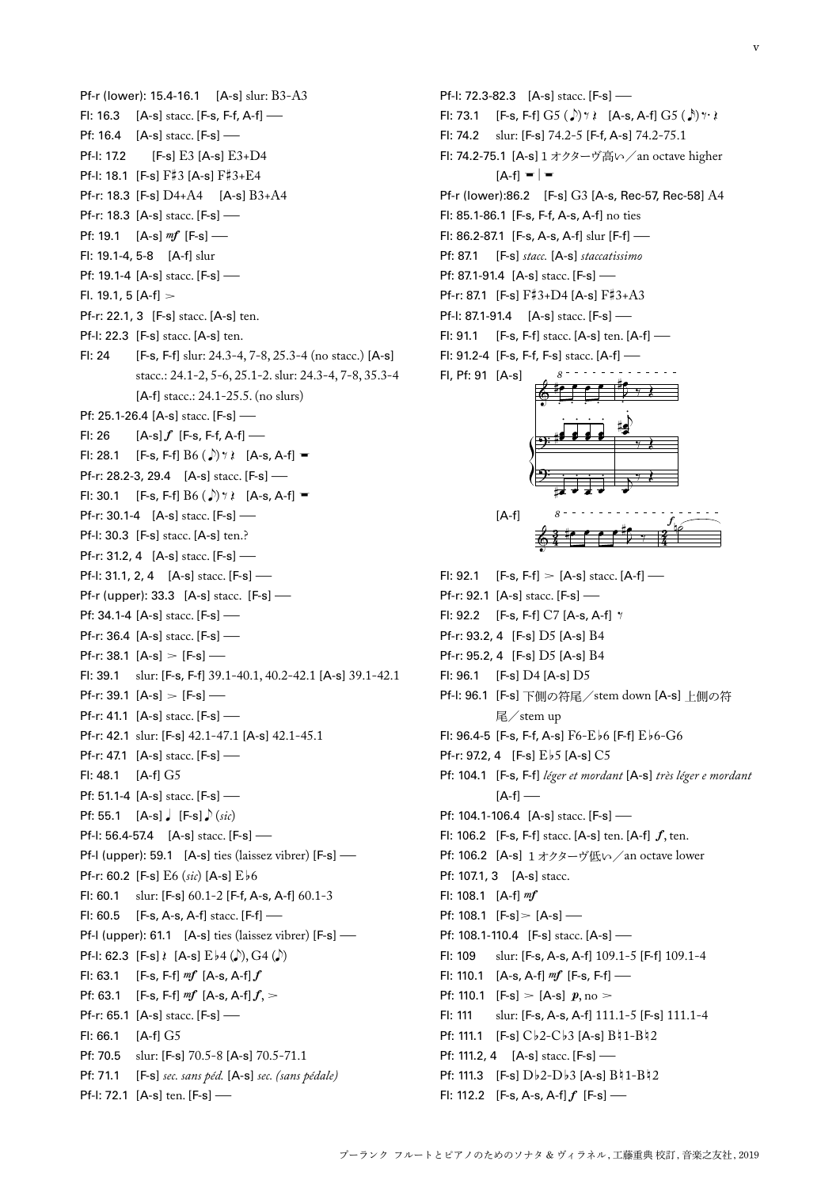Pf-r (lower): 15.4-16.1 [A-s] slur: B3-A3

Fl: 16.3 [A-s] stacc. [F-s, F-f, A-f] —

Pf: 16.4 [A-s] stacc. [F-s] —

Pf-l: 17.2 [F-s] E3 [A-s] E3+D4

Pf-l: 18.1 [F-s] F♯3 [A-s] F♯3+E4

Pf-r: 18.3 [F-s] D4+A4 [A-s] B3+A4

Pf-r: 18.3 [A-s] stacc. [F-s] —

Pf: 19.1 [A-s] *mf* [F-s] —

Fl: 19.1-4, 5-8 [A-f] slur

Pf: 19.1-4 [A-s] stacc. [F-s] —

Fl. 19.1, 5 [A-f] >

Pf-r: 22.1, 3 [F-s] stacc. [A-s] ten.

Pf-l: 22.3 [F-s] stacc. [A-s] ten.

Fl: 24 [F-s, F-f] slur: 24.3-4, 7-8, 25.3-4 (no stacc.) [A-s] stacc.: 24.1-2, 5-6, 25.1-2. slur: 24.3-4, 7-8, 35.3-4 [A-f] stacc.: 24.1-25.5. (no slurs)

Pf: 25.1-26.4 [A-s] stacc. [F-s] —

Fl: 26 [A-s] *f* [F-s, F-f, A-f] —

Fl: 28.1 [F-s, F-f] B6 (♪) 𝄾 𝄽 [A-s, A-f] 𝄼

Pf-r: 28.2-3, 29.4 [A-s] stacc. [F-s] —

Fl: 30.1 [F-s, F-f] B6 (♪) 𝄾 𝄽 [A-s, A-f] 𝄼

Pf-r: 30.1-4 [A-s] stacc. [F-s] —

Pf-l: 30.3 [F-s] stacc. [A-s] ten.?

Pf-r: 31.2, 4 [A-s] stacc. [F-s] —

Pf-l: 31.1, 2, 4 [A-s] stacc. [F-s] —

Pf-r (upper): 33.3 [A-s] stacc. [F-s] —

Pf: 34.1-4 [A-s] stacc. [F-s] —

Pf-r: 36.4 [A-s] stacc. [F-s] —

Pf-r: 38.1 [A-s] > [F-s] —

Fl: 39.1 slur: [F-s, F-f] 39.1-40.1, 40.2-42.1 [A-s] 39.1-42.1

Pf-r: 39.1 [A-s] > [F-s] —

Pf-r: 41.1 [A-s] stacc. [F-s] —

Pf-r: 42.1 slur: [F-s] 42.1-47.1 [A-s] 42.1-45.1

Pf-r: 47.1 [A-s] stacc. [F-s] —

Fl: 48.1 [A-f] G5

Pf: 51.1-4 [A-s] stacc. [F-s] —

Pf: 55.1 [A-s] ♩ [F-s] ♪ (*sic*)

Pf-l: 56.4-57.4 [A-s] stacc. [F-s] —

Pf-l (upper): 59.1 [A-s] ties (laissez vibrer) [F-s] —

Pf-r: 60.2 [F-s] E6 (*sic*) [A-s] E♭6

Fl: 60.1 slur: [F-s] 60.1-2 [F-f, A-s, A-f] 60.1-3

Fl: 60.5 [F-s, A-s, A-f] stacc. [F-f] —

Pf-l (upper): 61.1 [A-s] ties (laissez vibrer) [F-s] —

Pf-l: 62.3 [F-s] 𝄽 [A-s] E♭4 (♪), G4 (♪)

Fl: 63.1 [F-s, F-f] *mf* [A-s, A-f] *f*

Pf: 63.1 [F-s, F-f] *mf* [A-s, A-f] *f*, >

Pf-r: 65.1 [A-s] stacc. [F-s] —

Fl: 66.1 [A-f] G5

Pf: 70.5 slur: [F-s] 70.5-8 [A-s] 70.5-71.1

Pf: 71.1 [F-s] *sec. sans péd.* [A-s] *sec. (sans pédale)*

Pf-l: 72.1 [A-s] ten. [F-s] —

Pf-l: 72.3-82.3 [A-s] stacc. [F-s] —

Fl: 73.1 [F-s, F-f] G5 (♪) 𝄾 𝄽 [A-s, A-f] G5 (♪) 𝄾· 𝄽

Fl: 74.2 slur: [F-s] 74.2-5 [F-f, A-s] 74.2-75.1

Fl: 74.2-75.1 [A-s] 1オクターヴ高い／an octave higher [A-f] 𝄼 | 𝄼

Pf-r (lower):86.2 [F-s] G3 [A-s, Rec-57, Rec-58] A4

Fl: 85.1-86.1 [F-s, F-f, A-s, A-f] no ties

Fl: 86.2-87.1 [F-s, A-s, A-f] slur [F-f] —

Pf: 87.1 [F-s] *stacc.* [A-s] *staccatissimo*

Pf: 87.1-91.4 [A-s] stacc. [F-s] —

Pf-r: 87.1 [F-s] F♯3+D4 [A-s] F♯3+A3

Pf-l: 87.1-91.4 [A-s] stacc. [F-s] —

Fl: 91.1 [F-s, F-f] stacc. [A-s] ten. [A-f] —

Fl: 91.2-4 [F-s, F-f, F-s] stacc. [A-f] —

Fl, Pf: 91 [A-s]

[A-f]

Fl: 92.1 [F-s, F-f] > [A-s] stacc. [A-f] —

Pf-r: 92.1 [A-s] stacc. [F-s] —

Fl: 92.2 [F-s, F-f] C7 [A-s, A-f] 𝄾

Pf-r: 93.2, 4 [F-s] D5 [A-s] B4

Pf-r: 95.2, 4 [F-s] D5 [A-s] B4

Fl: 96.1 [F-s] D4 [A-s] D5

Pf-l: 96.1 [F-s] 下側の符尾／stem down [A-s] 上側の符尾／stem up

Fl: 96.4-5 [F-s, F-f, A-s] F6-E♭6 [F-f] E♭6-G6

Pf-r: 97.2, 4 [F-s] E♭5 [A-s] C5

Pf: 104.1 [F-s, F-f] *léger et mordant* [A-s] *très léger e mordant* [A-f] —

Pf: 104.1-106.4 [A-s] stacc. [F-s] —

Fl: 106.2 [F-s, F-f] stacc. [A-s] ten. [A-f] *f*, ten.

Pf: 106.2 [A-s] 1オクターヴ低い／an octave lower

Pf: 107.1, 3 [A-s] stacc.

Fl: 108.1 [A-f] *mf*

Pf: 108.1 [F-s] > [A-s] —

Pf: 108.1-110.4 [F-s] stacc. [A-s] —

Fl: 109 slur: [F-s, A-s, A-f] 109.1-5 [F-f] 109.1-4

Fl: 110.1 [A-s, A-f] *mf* [F-s, F-f] —

Pf: 110.1 [F-s] > [A-s] *p*, no >

Fl: 111 slur: [F-s, A-s, A-f] 111.1-5 [F-s] 111.1-4

Pf: 111.1 [F-s] C♭2-C♭3 [A-s] B♮1-B♮2

Pf: 111.2, 4 [A-s] stacc. [F-s] —

Pf: 111.3 [F-s] D♭2-D♭3 [A-s] B♮1-B♮2

Fl: 112.2 [F-s, A-s, A-f] *f* [F-s] —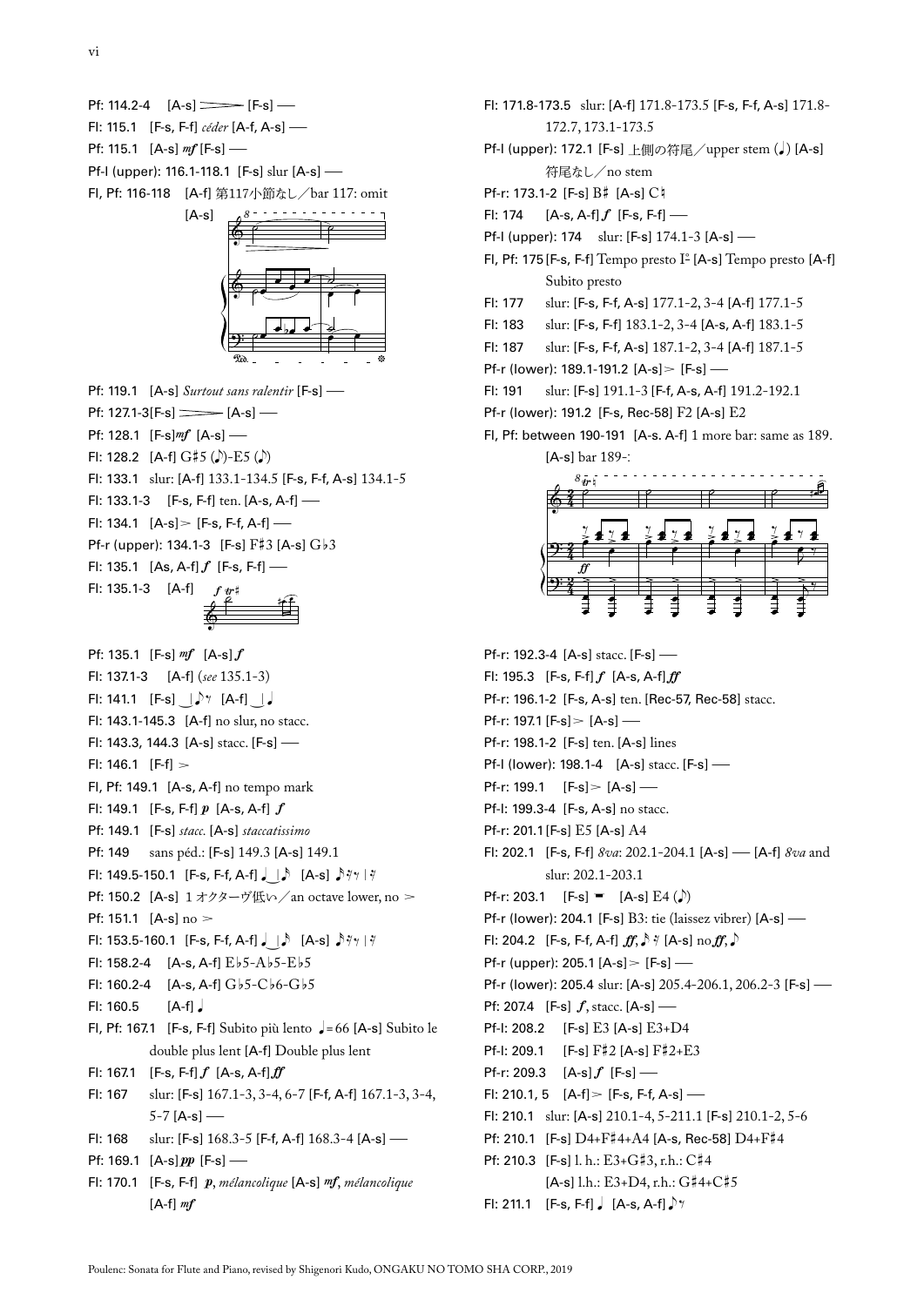Pf: 114.2-4 [A-s] ⟩ [F-s] —

Fl: 115.1 [F-s, F-f] *céder* [A-f, A-s] —

Pf: 115.1 [A-s] *mf* [F-s] —

Pf-l (upper): 116.1-118.1 [F-s] slur [A-s] —

Fl, Pf: 116-118 [A-f] 第117小節なし／bar 117: omit

[A-s]

Pf: 119.1 [A-s] *Surtout sans ralentir* [F-s] —

Pf: 127.1-3 [F-s] ⟩ [A-s] —

Pf: 128.1 [F-s] *mf* [A-s] —

Fl: 128.2 [A-f] G♯5 (♪)-E5 (♪)

Fl: 133.1 slur: [A-f] 133.1-134.5 [F-s, F-f, A-s] 134.1-5

Fl: 133.1-3 [F-s, F-f] ten. [A-s, A-f] —

Fl: 134.1 [A-s] > [F-s, F-f, A-f] —

Pf-r (upper): 134.1-3 [F-s] F♯3 [A-s] G♭3

Fl: 135.1 [As, A-f] *f* [F-s, F-f] —

Fl: 135.1-3 [A-f]

Pf: 135.1 [F-s] *mf* [A-s] *f*

Fl: 137.1-3 [A-f] (*see* 135.1-3)

Fl: 141.1 [F-s] ♪𝄾 [A-f] ♩

Fl: 143.1-145.3 [A-f] no slur, no stacc.

Fl: 143.3, 144.3 [A-s] stacc. [F-s] —

Fl: 146.1 [F-f] >

Fl, Pf: 149.1 [A-s, A-f] no tempo mark

Fl: 149.1 [F-s, F-f] *p* [A-s, A-f] *f*

Pf: 149.1 [F-s] *stacc.* [A-s] *staccatissimo*

Pf: 149 sans péd.: [F-s] 149.3 [A-s] 149.1

Fl: 149.5-150.1 [F-s, F-f, A-f] ♩♪ [A-s] ♪𝄾𝄾 | 𝄾

Pf: 150.2 [A-s] 1 オクターヴ低い／an octave lower, no >

Pf: 151.1 [A-s] no >

Fl: 153.5-160.1 [F-s, F-f, A-f] ♩♪ [A-s] ♪𝄾𝄾 | 𝄾

Fl: 158.2-4 [A-s, A-f] E♭5-A♭5-E♭5

Fl: 160.2-4 [A-s, A-f] G♭5-C♭6-G♭5

Fl: 160.5 [A-f] ♩

Fl, Pf: 167.1 [F-s, F-f] Subito più lento ♩= 66 [A-s] Subito le double plus lent [A-f] Double plus lent

Fl: 167.1 [F-s, F-f] *f* [A-s, A-f] *ff*

Fl: 167 slur: [F-s] 167.1-3, 3-4, 6-7 [F-f, A-f] 167.1-3, 3-4, 5-7 [A-s] —

Fl: 168 slur: [F-s] 168.3-5 [F-f, A-f] 168.3-4 [A-s] —

Pf: 169.1 [A-s] *pp* [F-s] —

Fl: 170.1 [F-s, F-f] *p*, *mélancolique* [A-s] *mf*, *mélancolique* [A-f] *mf*

Fl: 171.8-173.5 slur: [A-f] 171.8-173.5 [F-s, F-f, A-s] 171.8-172.7, 173.1-173.5

Pf-l (upper): 172.1 [F-s] 上側の符尾／upper stem (♩) [A-s] 符尾なし／no stem

Pf-r: 173.1-2 [F-s] B♯ [A-s] C♮

Fl: 174 [A-s, A-f] *f* [F-s, F-f] —

Pf-l (upper): 174 slur: [F-s] 174.1-3 [A-s] —

Fl, Pf: 175 [F-s, F-f] Tempo presto I° [A-s] Tempo presto [A-f] Subito presto

Fl: 177 slur: [F-s, F-f, A-s] 177.1-2, 3-4 [A-f] 177.1-5

Fl: 183 slur: [F-s, F-f] 183.1-2, 3-4 [A-s, A-f] 183.1-5

Fl: 187 slur: [F-s, F-f, A-s] 187.1-2, 3-4 [A-f] 187.1-5

Pf-r (lower): 189.1-191.2 [A-s] > [F-s] —

Fl: 191 slur: [F-s] 191.1-3 [F-f, A-s, A-f] 191.2-192.1

Pf-r (lower): 191.2 [F-s, Rec-58] F2 [A-s] E2

Fl, Pf: between 190-191 [A-s. A-f] 1 more bar: same as 189.

[A-s] bar 189-:

Pf-r: 192.3-4 [A-s] stacc. [F-s] —

Fl: 195.3 [F-s, F-f] *f* [A-s, A-f] *ff*

Pf-r: 196.1-2 [F-s, A-s] ten. [Rec-57, Rec-58] stacc.

Pf-r: 197.1 [F-s] > [A-s] —

Pf-r: 198.1-2 [F-s] ten. [A-s] lines

Pf-l (lower): 198.1-4 [A-s] stacc. [F-s] —

Pf-r: 199.1 [F-s] > [A-s] —

Pf-l: 199.3-4 [F-s, A-s] no stacc.

Pf-r: 201.1 [F-s] E5 [A-s] A4

Fl: 202.1 [F-s, F-f] *8va*: 202.1-204.1 [A-s] — [A-f] *8va* and slur: 202.1-203.1

Pf-r: 203.1 [F-s] 𝄼 [A-s] E4 (♪)

Pf-r (lower): 204.1 [F-s] B3: tie (laissez vibrer) [A-s] —

Fl: 204.2 [F-s, F-f, A-f] *ff*, ♪𝄾 [A-s] no *ff*, ♪

Pf-r (upper): 205.1 [A-s] > [F-s] —

Pf-r (lower): 205.4 slur: [A-s] 205.4-206.1, 206.2-3 [F-s] —

Pf: 207.4 [F-s] *f*, stacc. [A-s] —

Pf-l: 208.2 [F-s] E3 [A-s] E3+D4

Pf-l: 209.1 [F-s] F♯2 [A-s] F♯2+E3

Pf-r: 209.3 [A-s] *f* [F-s] —

Fl: 210.1, 5 [A-f] > [F-s, F-f, A-s] —

Fl: 210.1 slur: [A-s] 210.1-4, 5-211.1 [F-s] 210.1-2, 5-6

Pf: 210.1 [F-s] D4+F♯4+A4 [A-s, Rec-58] D4+F♯4

Pf: 210.3 [F-s] l. h.: E3+G♯3, r.h.: C♯4 [A-s] l.h.: E3+D4, r.h.: G♯4+C♯5

Fl: 211.1 [F-s, F-f] ♩ [A-s, A-f] ♪𝄾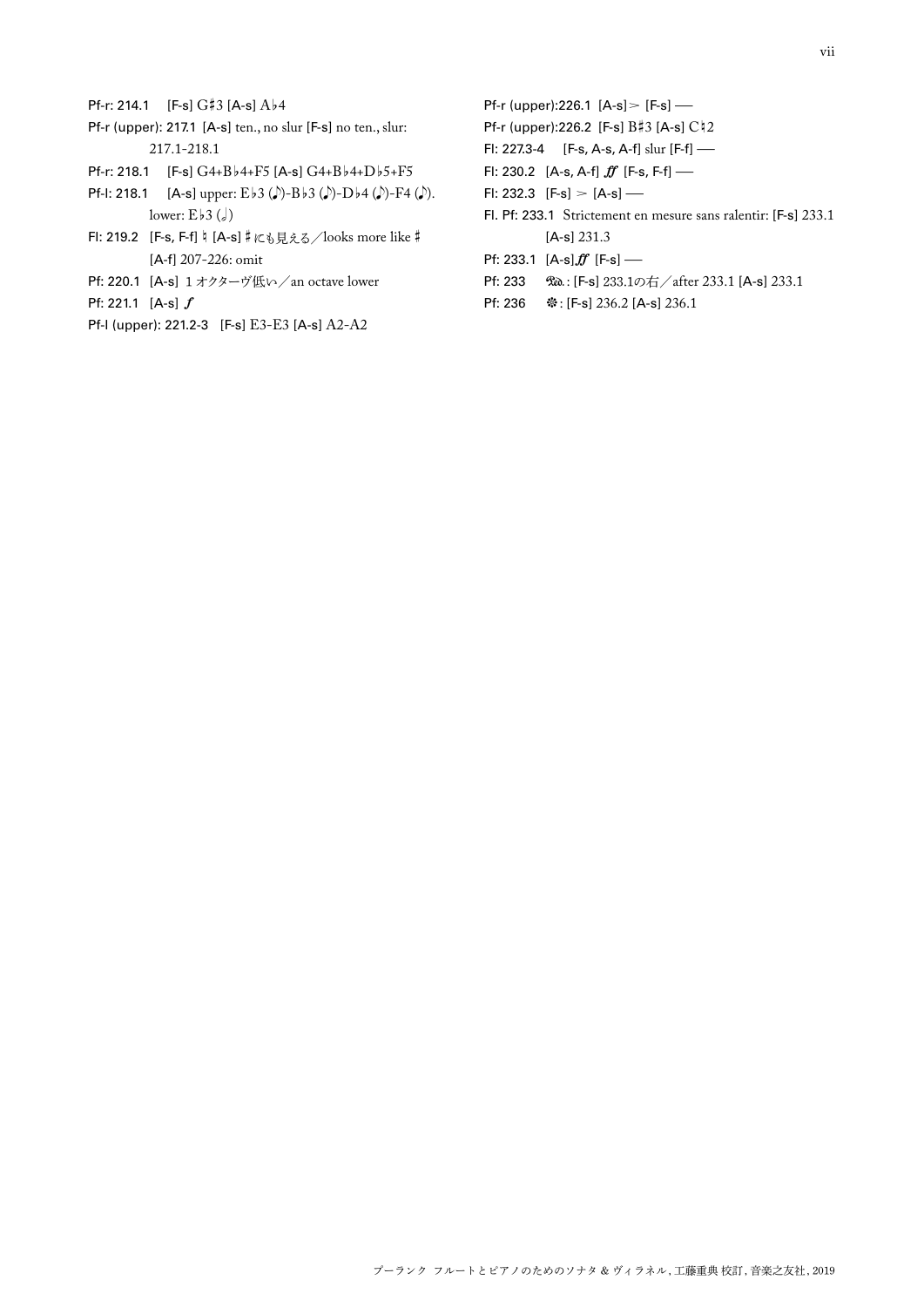Pf-r: 214.1　[F-s] G♯3 [A-s] A♭4

Pf-r (upper): 217.1 [A-s] ten., no slur [F-s] no ten., slur: 217.1-218.1

Pf-r: 218.1　[F-s] G4+B♭4+F5 [A-s] G4+B♭4+D♭5+F5

Pf-l: 218.1　[A-s] upper: E♭3 (♪)-B♭3 (♪)-D♭4 (♪)-F4 (♪). lower: E♭3 (𝅗𝅥)

Fl: 219.2　[F-s, F-f] ♮ [A-s] ♯にも見える／looks more like ♯ [A-f] 207-226: omit

Pf: 220.1　[A-s] 1オクターヴ低い／an octave lower

Pf: 221.1　[A-s] *f*

Pf-l (upper): 221.2-3　[F-s] E3-E3 [A-s] A2-A2

Pf-r (upper):226.1 [A-s] > [F-s] —

Pf-r (upper):226.2 [F-s] B♯3 [A-s] C♮2

Fl: 227.3-4　[F-s, A-s, A-f] slur [F-f] —

Fl: 230.2　[A-s, A-f] *ff* [F-s, F-f] —

Fl: 232.3　[F-s] > [A-s] —

Fl. Pf: 233.1　Strictement en mesure sans ralentir: [F-s] 233.1 [A-s] 231.3

Pf: 233.1　[A-s] *ff* [F-s] —

Pf: 233　𝒫𝑒𝒹.: [F-s] 233.1の右／after 233.1 [A-s] 233.1

Pf: 236　✻: [F-s] 236.2 [A-s] 236.1